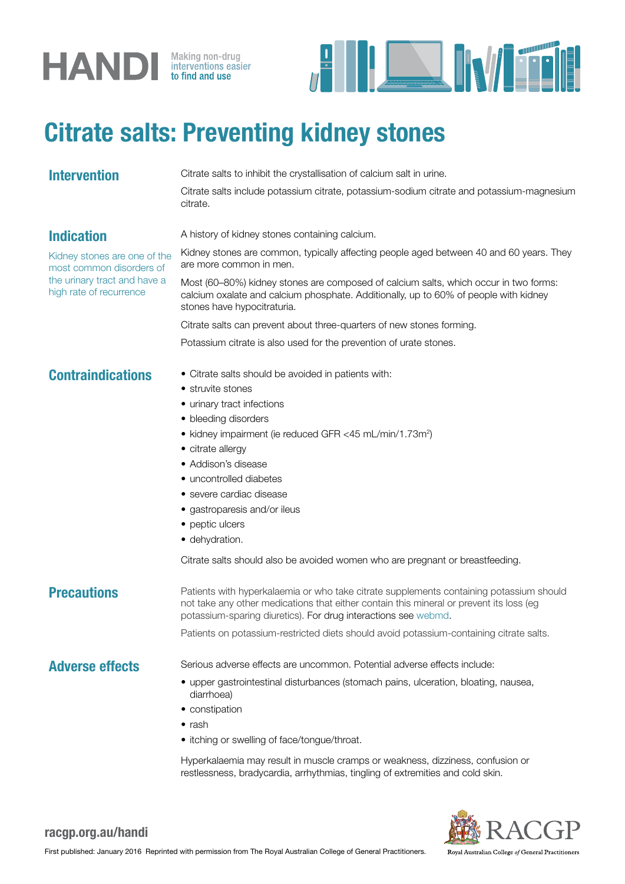# HANDI

Making non-drug interventions easier to find and use

# Citrate salts: Preventing kidney stones

## Intervention

Citrate salts to inhibit the crystallisation of calcium salt in urine.

Citrate salts include potassium citrate, potassium-sodium citrate and potassium-magnesium citrate.

## Indication

Kidney stones are one of the most common disorders of the urinary tract and have a high rate of recurrence

A history of kidney stones containing calcium.

Kidney stones are common, typically affecting people aged between 40 and 60 years. They are more common in men.

Most (60–80%) kidney stones are composed of calcium salts, which occur in two forms: calcium oxalate and calcium phosphate. Additionally, up to 60% of people with kidney stones have hypocitraturia.

Citrate salts can prevent about three-quarters of new stones forming.

Potassium citrate is also used for the prevention of urate stones.

## Contraindications

- Citrate salts should be avoided in patients with:
- struvite stones
- urinary tract infections
- bleeding disorders
- kidney impairment (ie reduced GFR <45 mL/min/1.73m$^2$)
- citrate allergy
- Addison's disease
- uncontrolled diabetes
- severe cardiac disease
- gastroparesis and/or ileus
- peptic ulcers
- dehydration.

Citrate salts should also be avoided women who are pregnant or breastfeeding.

## Precautions

Patients with hyperkalaemia or who take citrate supplements containing potassium should not take any other medications that either contain this mineral or prevent its loss (eg potassium-sparing diuretics). For drug interactions see webmd.

Patients on potassium-restricted diets should avoid potassium-containing citrate salts.

## Adverse effects

Serious adverse effects are uncommon. Potential adverse effects include:

- upper gastrointestinal disturbances (stomach pains, ulceration, bloating, nausea, diarrhoea)
- constipation
- rash
- itching or swelling of face/tongue/throat.

Hyperkalaemia may result in muscle cramps or weakness, dizziness, confusion or restlessness, bradycardia, arrhythmias, tingling of extremities and cold skin.

racgp.org.au/handi

First published: January 2016 Reprinted with permission from The Royal Australian College of General Practitioners.

RACGP Royal Australian College *of* General Practitioners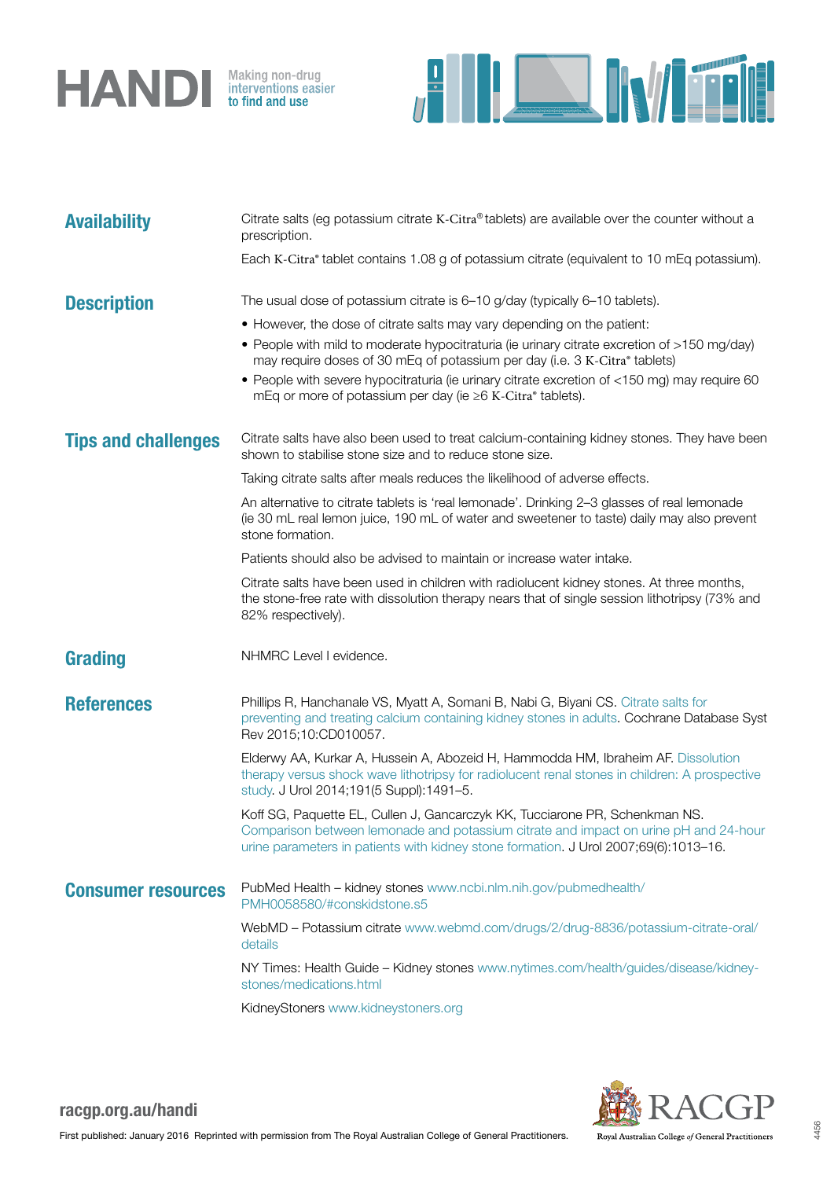## Availability

Citrate salts (eg potassium citrate K-Citra® tablets) are available over the counter without a prescription.

Each K-Citra® tablet contains 1.08 g of potassium citrate (equivalent to 10 mEq potassium).

## Description

The usual dose of potassium citrate is 6–10 g/day (typically 6–10 tablets).

- However, the dose of citrate salts may vary depending on the patient:
- People with mild to moderate hypocitraturia (ie urinary citrate excretion of >150 mg/day) may require doses of 30 mEq of potassium per day (i.e. 3 K-Citra® tablets)
- People with severe hypocitraturia (ie urinary citrate excretion of <150 mg) may require 60 mEq or more of potassium per day (ie ≥6 K-Citra® tablets).

## Tips and challenges

Citrate salts have also been used to treat calcium-containing kidney stones. They have been shown to stabilise stone size and to reduce stone size.

Taking citrate salts after meals reduces the likelihood of adverse effects.

An alternative to citrate tablets is 'real lemonade'. Drinking 2–3 glasses of real lemonade (ie 30 mL real lemon juice, 190 mL of water and sweetener to taste) daily may also prevent stone formation.

Patients should also be advised to maintain or increase water intake.

Citrate salts have been used in children with radiolucent kidney stones. At three months, the stone-free rate with dissolution therapy nears that of single session lithotripsy (73% and 82% respectively).

## Grading

NHMRC Level I evidence.

## References

Phillips R, Hanchanale VS, Myatt A, Somani B, Nabi G, Biyani CS. Citrate salts for preventing and treating calcium containing kidney stones in adults. Cochrane Database Syst Rev 2015;10:CD010057.

Elderwy AA, Kurkar A, Hussein A, Abozeid H, Hammodda HM, Ibraheim AF. Dissolution therapy versus shock wave lithotripsy for radiolucent renal stones in children: A prospective study. J Urol 2014;191(5 Suppl):1491–5.

Koff SG, Paquette EL, Cullen J, Gancarczyk KK, Tucciarone PR, Schenkman NS. Comparison between lemonade and potassium citrate and impact on urine pH and 24-hour urine parameters in patients with kidney stone formation. J Urol 2007;69(6):1013–16.

## Consumer resources

PubMed Health – kidney stones www.ncbi.nlm.nih.gov/pubmedhealth/PMH0058580/#conskidstone.s5

WebMD – Potassium citrate www.webmd.com/drugs/2/drug-8836/potassium-citrate-oral/details

NY Times: Health Guide – Kidney stones www.nytimes.com/health/guides/disease/kidney-stones/medications.html

KidneyStoners www.kidneystoners.org

racgp.org.au/handi

First published: January 2016 Reprinted with permission from The Royal Australian College of General Practitioners.